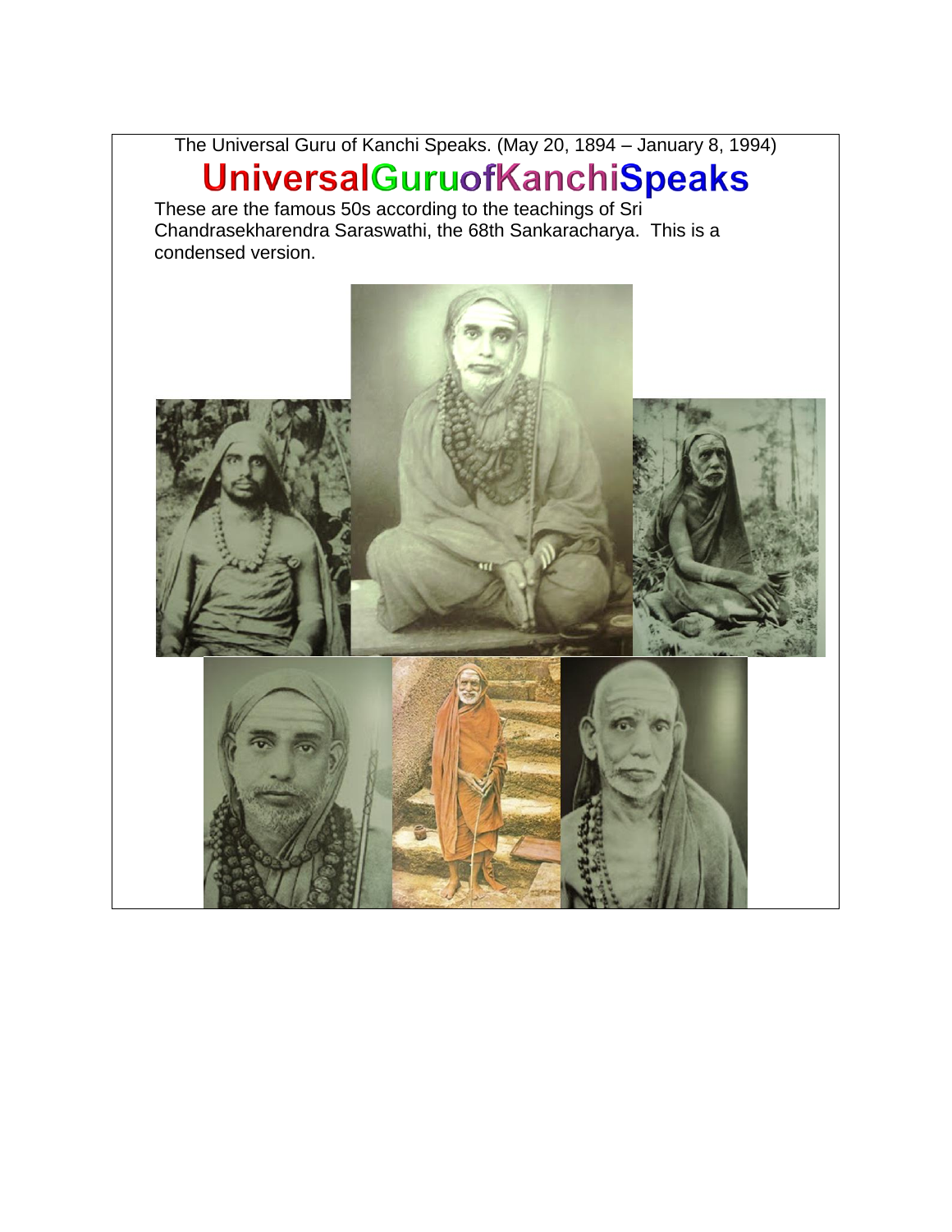The Universal Guru of Kanchi Speaks. (May 20, 1894 – January 8, 1994)

# UniversalGuruofKanchiSpeaks

These are the famous 50s according to the teachings of Sri Chandrasekharendra Saraswathi, the 68th Sankaracharya. This is a condensed version.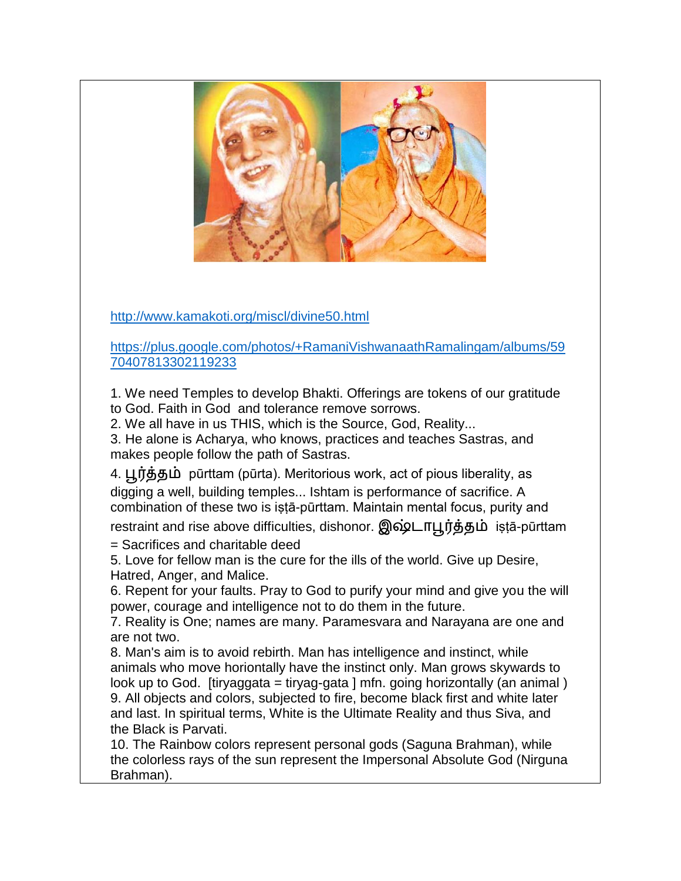http://www.kamakoti.org/miscl/divine50.html

https://plus.google.com/photos/+RamaniVishwanaathRamalingam/albums/5970407813302119233

1. We need Temples to develop Bhakti. Offerings are tokens of our gratitude to God. Faith in God and tolerance remove sorrows.
2. We all have in us THIS, which is the Source, God, Reality...
3. He alone is Acharya, who knows, practices and teaches Sastras, and makes people follow the path of Sastras.
4. பூர்த்தம் pūrttam (pūrta). Meritorious work, act of pious liberality, as digging a well, building temples... Ishtam is performance of sacrifice. A combination of these two is iṣṭā-pūrttam. Maintain mental focus, purity and restraint and rise above difficulties, dishonor. இஷ்டாபூர்த்தம் iṣṭā-pūrttam = Sacrifices and charitable deed
5. Love for fellow man is the cure for the ills of the world. Give up Desire, Hatred, Anger, and Malice.
6. Repent for your faults. Pray to God to purify your mind and give you the will power, courage and intelligence not to do them in the future.
7. Reality is One; names are many. Paramesvara and Narayana are one and are not two.
8. Man's aim is to avoid rebirth. Man has intelligence and instinct, while animals who move horiontally have the instinct only. Man grows skywards to look up to God. [tiryaggata = tiryag-gata ] mfn. going horizontally (an animal )
9. All objects and colors, subjected to fire, become black first and white later and last. In spiritual terms, White is the Ultimate Reality and thus Siva, and the Black is Parvati.
10. The Rainbow colors represent personal gods (Saguna Brahman), while the colorless rays of the sun represent the Impersonal Absolute God (Nirguna Brahman).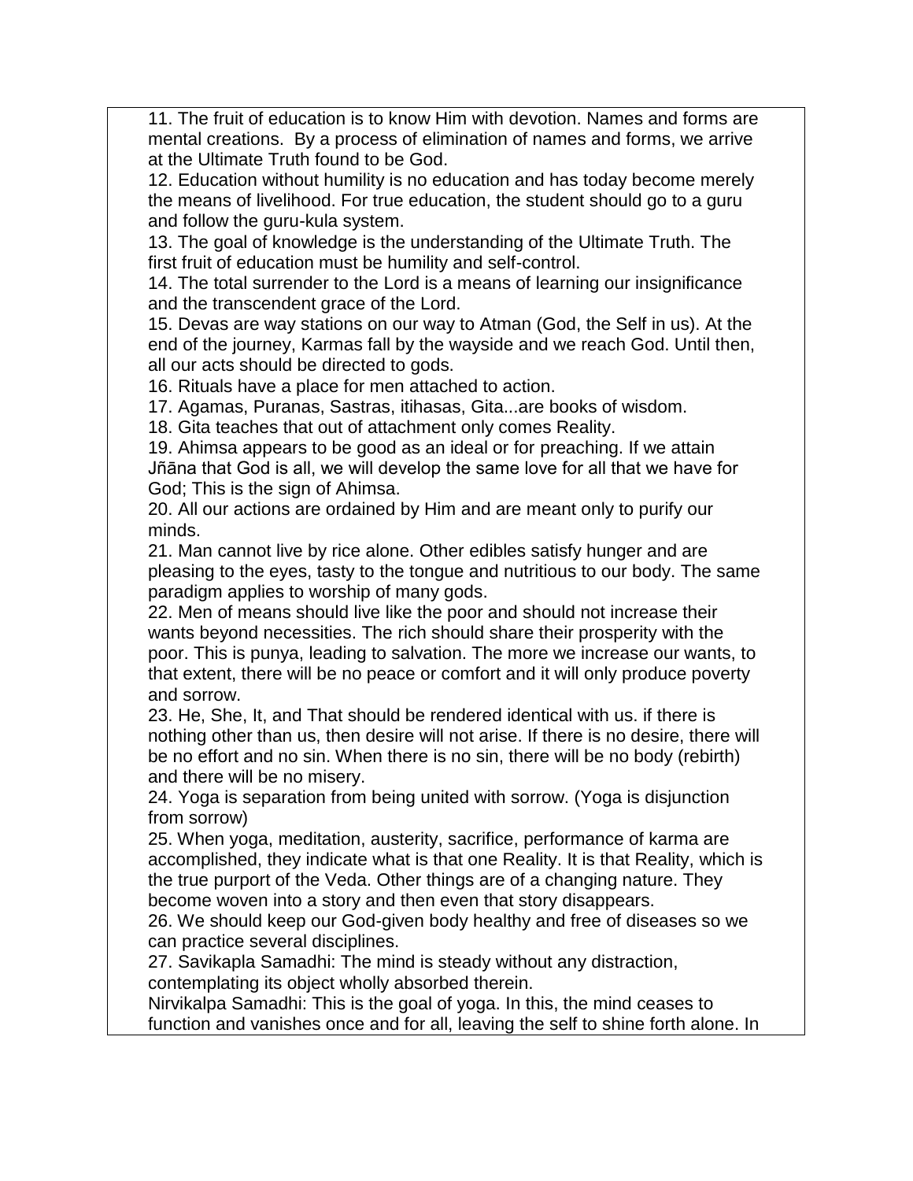11. The fruit of education is to know Him with devotion. Names and forms are mental creations. By a process of elimination of names and forms, we arrive at the Ultimate Truth found to be God.

12. Education without humility is no education and has today become merely the means of livelihood. For true education, the student should go to a guru and follow the guru-kula system.

13. The goal of knowledge is the understanding of the Ultimate Truth. The first fruit of education must be humility and self-control.

14. The total surrender to the Lord is a means of learning our insignificance and the transcendent grace of the Lord.

15. Devas are way stations on our way to Atman (God, the Self in us). At the end of the journey, Karmas fall by the wayside and we reach God. Until then, all our acts should be directed to gods.

16. Rituals have a place for men attached to action.

17. Agamas, Puranas, Sastras, itihasas, Gita...are books of wisdom.

18. Gita teaches that out of attachment only comes Reality.

19. Ahimsa appears to be good as an ideal or for preaching. If we attain Jñāna that God is all, we will develop the same love for all that we have for God; This is the sign of Ahimsa.

20. All our actions are ordained by Him and are meant only to purify our minds.

21. Man cannot live by rice alone. Other edibles satisfy hunger and are pleasing to the eyes, tasty to the tongue and nutritious to our body. The same paradigm applies to worship of many gods.

22. Men of means should live like the poor and should not increase their wants beyond necessities. The rich should share their prosperity with the poor. This is punya, leading to salvation. The more we increase our wants, to that extent, there will be no peace or comfort and it will only produce poverty and sorrow.

23. He, She, It, and That should be rendered identical with us. if there is nothing other than us, then desire will not arise. If there is no desire, there will be no effort and no sin. When there is no sin, there will be no body (rebirth) and there will be no misery.

24. Yoga is separation from being united with sorrow. (Yoga is disjunction from sorrow)

25. When yoga, meditation, austerity, sacrifice, performance of karma are accomplished, they indicate what is that one Reality. It is that Reality, which is the true purport of the Veda. Other things are of a changing nature. They become woven into a story and then even that story disappears.

26. We should keep our God-given body healthy and free of diseases so we can practice several disciplines.

27. Savikapla Samadhi: The mind is steady without any distraction, contemplating its object wholly absorbed therein.

Nirvikalpa Samadhi: This is the goal of yoga. In this, the mind ceases to function and vanishes once and for all, leaving the self to shine forth alone. In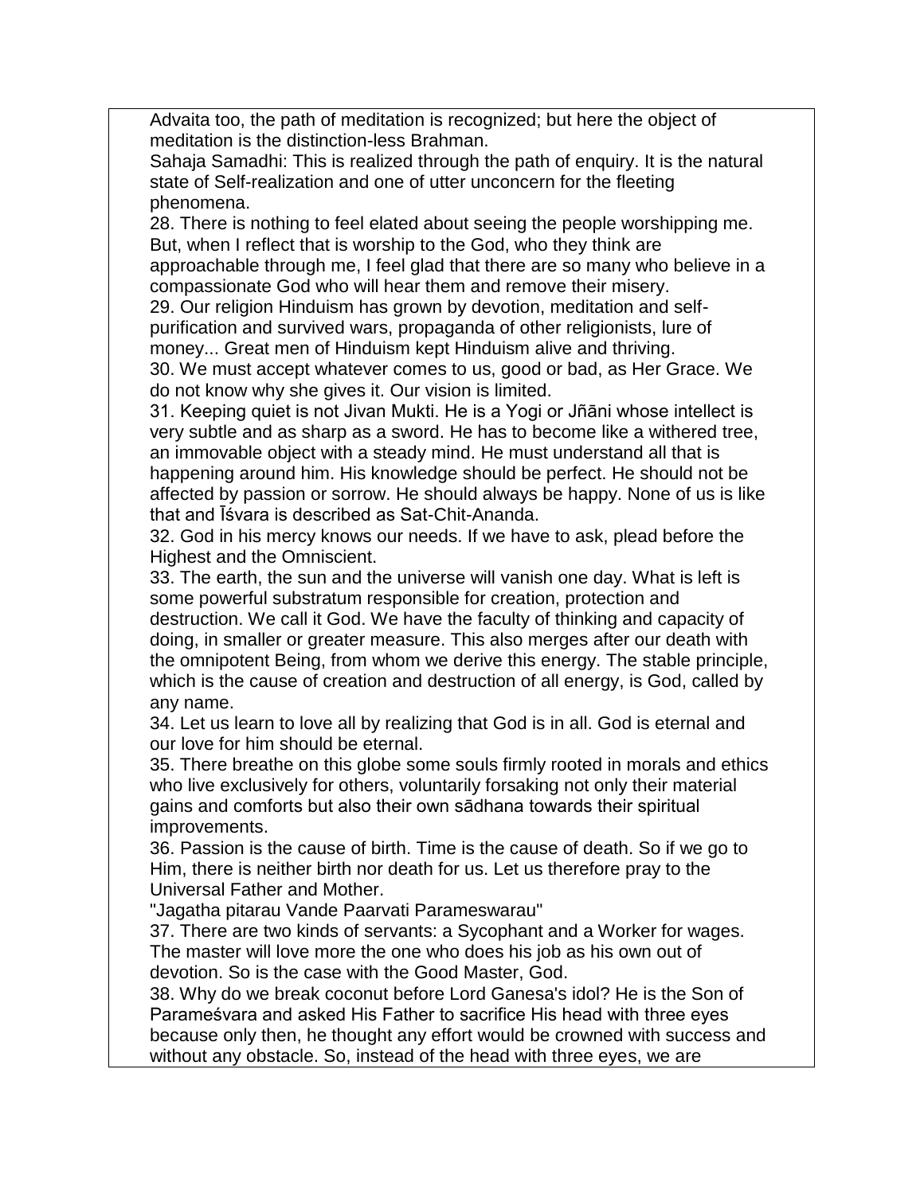Advaita too, the path of meditation is recognized; but here the object of meditation is the distinction-less Brahman.

Sahaja Samadhi: This is realized through the path of enquiry. It is the natural state of Self-realization and one of utter unconcern for the fleeting phenomena.

28. There is nothing to feel elated about seeing the people worshipping me. But, when I reflect that is worship to the God, who they think are approachable through me, I feel glad that there are so many who believe in a compassionate God who will hear them and remove their misery.

29. Our religion Hinduism has grown by devotion, meditation and self-purification and survived wars, propaganda of other religionists, lure of money... Great men of Hinduism kept Hinduism alive and thriving.

30. We must accept whatever comes to us, good or bad, as Her Grace. We do not know why she gives it. Our vision is limited.

31. Keeping quiet is not Jivan Mukti. He is a Yogi or Jñāni whose intellect is very subtle and as sharp as a sword. He has to become like a withered tree, an immovable object with a steady mind. He must understand all that is happening around him. His knowledge should be perfect. He should not be affected by passion or sorrow. He should always be happy. None of us is like that and Īśvara is described as Sat-Chit-Ananda.

32. God in his mercy knows our needs. If we have to ask, plead before the Highest and the Omniscient.

33. The earth, the sun and the universe will vanish one day. What is left is some powerful substratum responsible for creation, protection and destruction. We call it God. We have the faculty of thinking and capacity of doing, in smaller or greater measure. This also merges after our death with the omnipotent Being, from whom we derive this energy. The stable principle, which is the cause of creation and destruction of all energy, is God, called by any name.

34. Let us learn to love all by realizing that God is in all. God is eternal and our love for him should be eternal.

35. There breathe on this globe some souls firmly rooted in morals and ethics who live exclusively for others, voluntarily forsaking not only their material gains and comforts but also their own sādhana towards their spiritual improvements.

36. Passion is the cause of birth. Time is the cause of death. So if we go to Him, there is neither birth nor death for us. Let us therefore pray to the Universal Father and Mother.

"Jagatha pitarau Vande Paarvati Parameswarau"

37. There are two kinds of servants: a Sycophant and a Worker for wages. The master will love more the one who does his job as his own out of devotion. So is the case with the Good Master, God.

38. Why do we break coconut before Lord Ganesa's idol? He is the Son of Parameśvara and asked His Father to sacrifice His head with three eyes because only then, he thought any effort would be crowned with success and without any obstacle. So, instead of the head with three eyes, we are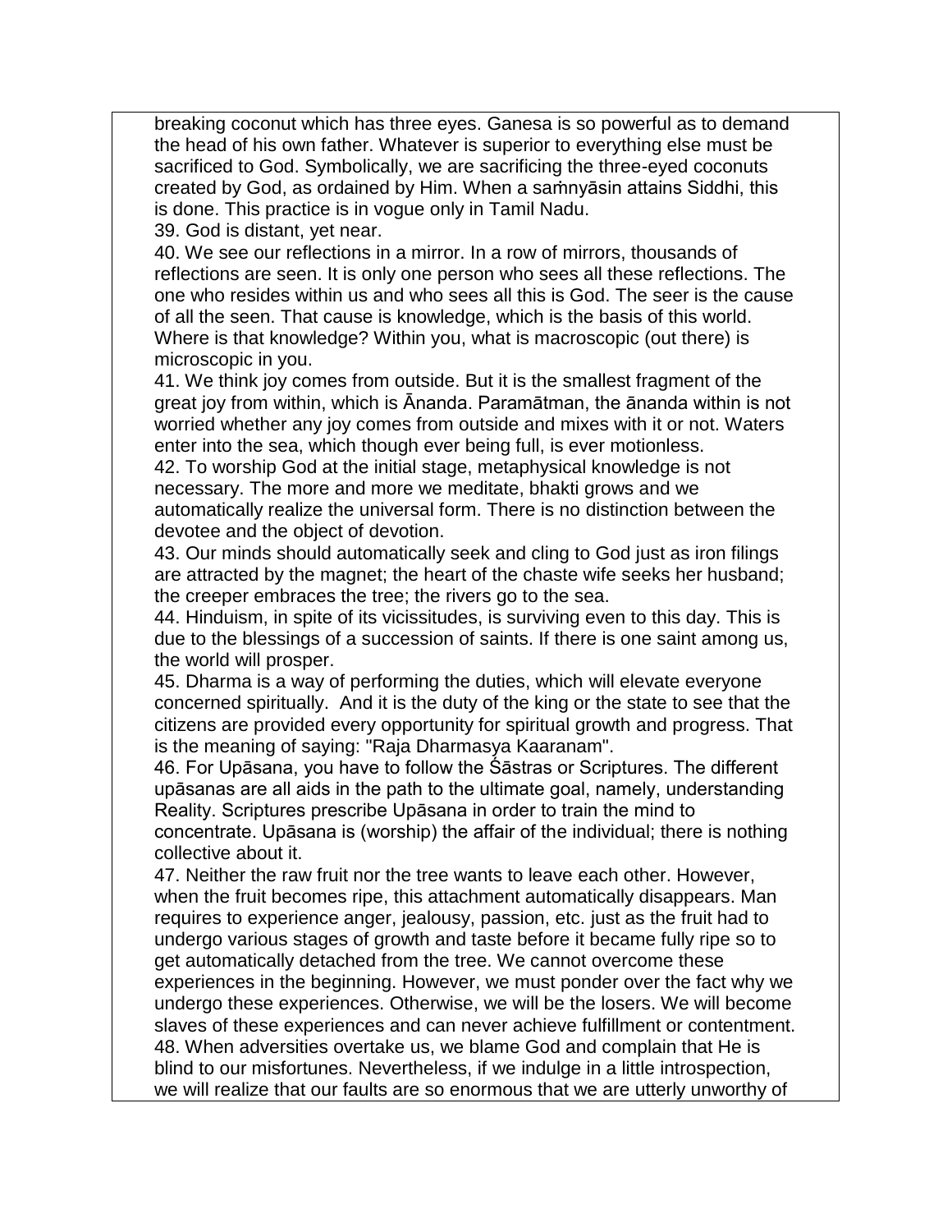breaking coconut which has three eyes. Ganesa is so powerful as to demand the head of his own father. Whatever is superior to everything else must be sacrificed to God. Symbolically, we are sacrificing the three-eyed coconuts created by God, as ordained by Him. When a saṁnyāsin attains Siddhi, this is done. This practice is in vogue only in Tamil Nadu.

39. God is distant, yet near.

40. We see our reflections in a mirror. In a row of mirrors, thousands of reflections are seen. It is only one person who sees all these reflections. The one who resides within us and who sees all this is God. The seer is the cause of all the seen. That cause is knowledge, which is the basis of this world. Where is that knowledge? Within you, what is macroscopic (out there) is microscopic in you.

41. We think joy comes from outside. But it is the smallest fragment of the great joy from within, which is Ānanda. Paramātman, the ānanda within is not worried whether any joy comes from outside and mixes with it or not. Waters enter into the sea, which though ever being full, is ever motionless.

42. To worship God at the initial stage, metaphysical knowledge is not necessary. The more and more we meditate, bhakti grows and we automatically realize the universal form. There is no distinction between the devotee and the object of devotion.

43. Our minds should automatically seek and cling to God just as iron filings are attracted by the magnet; the heart of the chaste wife seeks her husband; the creeper embraces the tree; the rivers go to the sea.

44. Hinduism, in spite of its vicissitudes, is surviving even to this day. This is due to the blessings of a succession of saints. If there is one saint among us, the world will prosper.

45. Dharma is a way of performing the duties, which will elevate everyone concerned spiritually. And it is the duty of the king or the state to see that the citizens are provided every opportunity for spiritual growth and progress. That is the meaning of saying: "Raja Dharmasya Kaaranam".

46. For Upāsana, you have to follow the Śāstras or Scriptures. The different upāsanas are all aids in the path to the ultimate goal, namely, understanding Reality. Scriptures prescribe Upāsana in order to train the mind to concentrate. Upāsana is (worship) the affair of the individual; there is nothing collective about it.

47. Neither the raw fruit nor the tree wants to leave each other. However, when the fruit becomes ripe, this attachment automatically disappears. Man requires to experience anger, jealousy, passion, etc. just as the fruit had to undergo various stages of growth and taste before it became fully ripe so to get automatically detached from the tree. We cannot overcome these experiences in the beginning. However, we must ponder over the fact why we undergo these experiences. Otherwise, we will be the losers. We will become slaves of these experiences and can never achieve fulfillment or contentment.

48. When adversities overtake us, we blame God and complain that He is blind to our misfortunes. Nevertheless, if we indulge in a little introspection, we will realize that our faults are so enormous that we are utterly unworthy of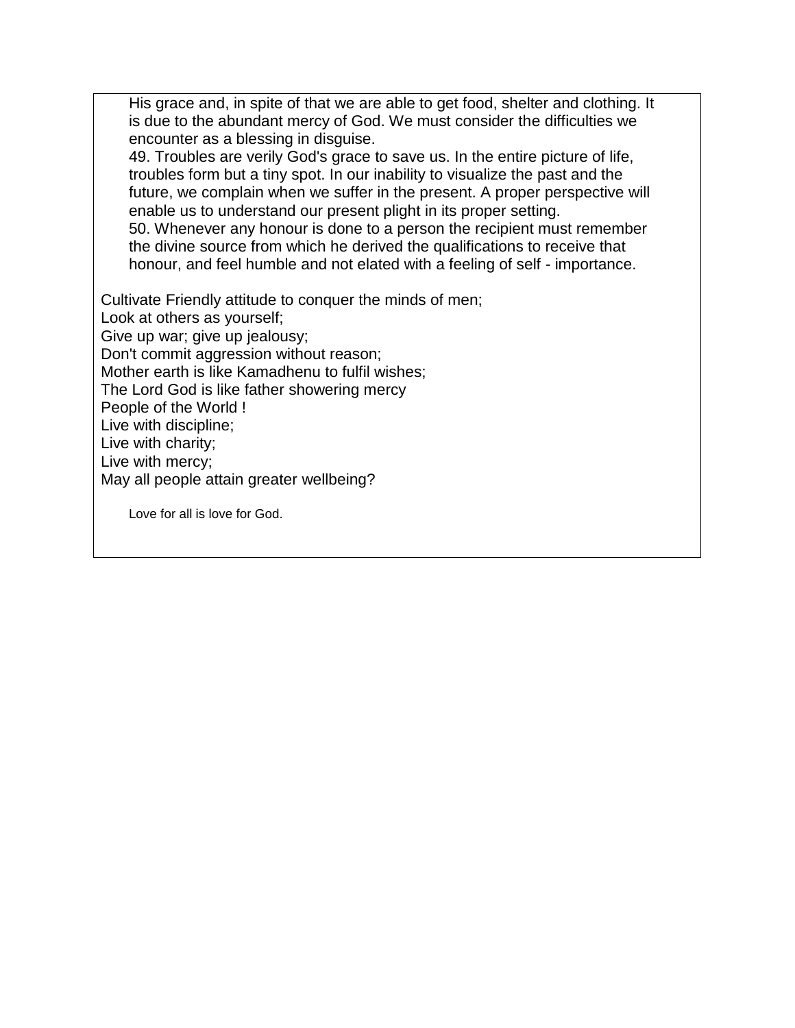His grace and, in spite of that we are able to get food, shelter and clothing. It is due to the abundant mercy of God. We must consider the difficulties we encounter as a blessing in disguise.

49. Troubles are verily God's grace to save us. In the entire picture of life, troubles form but a tiny spot. In our inability to visualize the past and the future, we complain when we suffer in the present. A proper perspective will enable us to understand our present plight in its proper setting.

50. Whenever any honour is done to a person the recipient must remember the divine source from which he derived the qualifications to receive that honour, and feel humble and not elated with a feeling of self - importance.

Cultivate Friendly attitude to conquer the minds of men;
Look at others as yourself;
Give up war; give up jealousy;
Don't commit aggression without reason;
Mother earth is like Kamadhenu to fulfil wishes;
The Lord God is like father showering mercy
People of the World !
Live with discipline;
Live with charity;
Live with mercy;
May all people attain greater wellbeing?

Love for all is love for God.